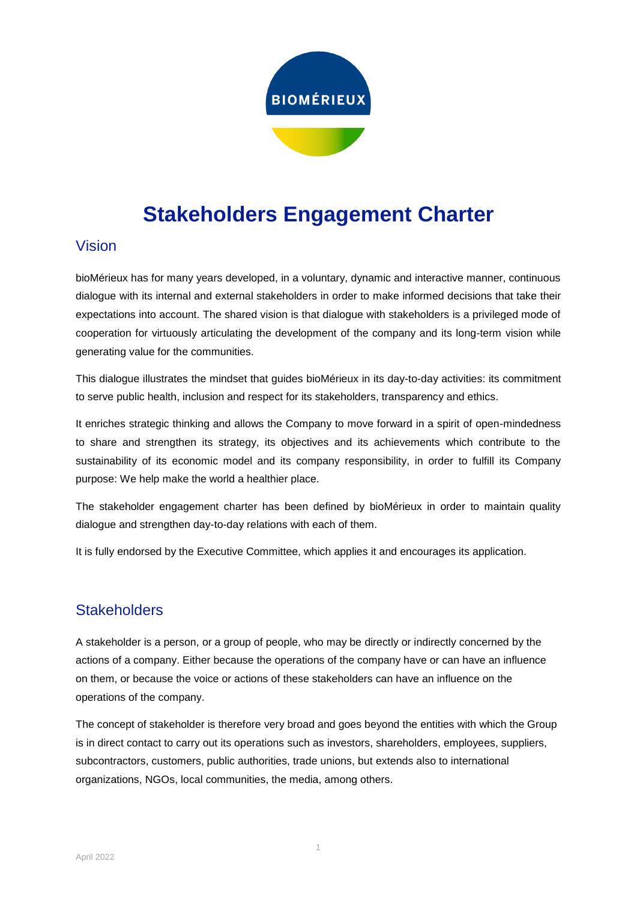# Stakeholders Engagement Charter

## Vision

bioMérieux has for many years developed, in a voluntary, dynamic and interactive manner, continuous dialogue with its internal and external stakeholders in order to make informed decisions that take their expectations into account. The shared vision is that dialogue with stakeholders is a privileged mode of cooperation for virtuously articulating the development of the company and its long-term vision while generating value for the communities.

This dialogue illustrates the mindset that guides bioMérieux in its day-to-day activities: its commitment to serve public health, inclusion and respect for its stakeholders, transparency and ethics.

It enriches strategic thinking and allows the Company to move forward in a spirit of open-mindedness to share and strengthen its strategy, its objectives and its achievements which contribute to the sustainability of its economic model and its company responsibility, in order to fulfill its Company purpose: We help make the world a healthier place.

The stakeholder engagement charter has been defined by bioMérieux in order to maintain quality dialogue and strengthen day-to-day relations with each of them.

It is fully endorsed by the Executive Committee, which applies it and encourages its application.

## Stakeholders

A stakeholder is a person, or a group of people, who may be directly or indirectly concerned by the actions of a company. Either because the operations of the company have or can have an influence on them, or because the voice or actions of these stakeholders can have an influence on the operations of the company.

The concept of stakeholder is therefore very broad and goes beyond the entities with which the Group is in direct contact to carry out its operations such as investors, shareholders, employees, suppliers, subcontractors, customers, public authorities, trade unions, but extends also to international organizations, NGOs, local communities, the media, among others.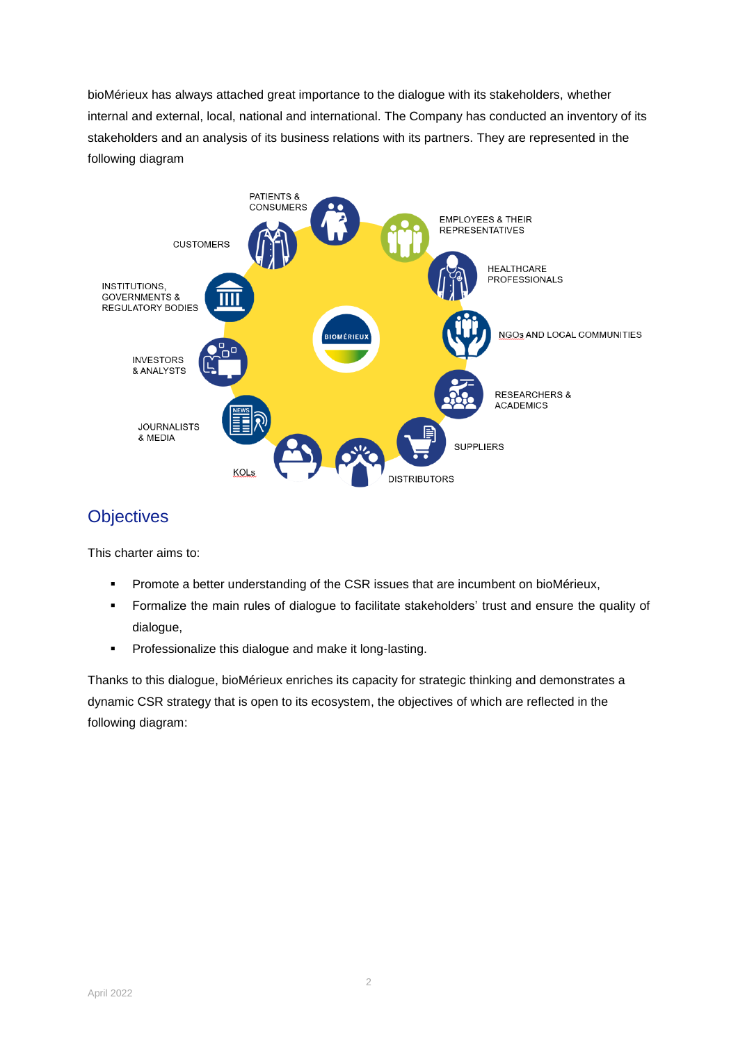bioMérieux has always attached great importance to the dialogue with its stakeholders, whether internal and external, local, national and international. The Company has conducted an inventory of its stakeholders and an analysis of its business relations with its partners. They are represented in the following diagram

PATIENTS & CONSUMERS

EMPLOYEES & THEIR REPRESENTATIVES

CUSTOMERS

HEALTHCARE PROFESSIONALS

INSTITUTIONS, GOVERNMENTS & REGULATORY BODIES

BIOMÉRIEUX

NGOs AND LOCAL COMMUNITIES

INVESTORS & ANALYSTS

RESEARCHERS & ACADEMICS

JOURNALISTS & MEDIA

SUPPLIERS

KOLs

DISTRIBUTORS

## Objectives

This charter aims to:

- Promote a better understanding of the CSR issues that are incumbent on bioMérieux,
- Formalize the main rules of dialogue to facilitate stakeholders' trust and ensure the quality of dialogue,
- Professionalize this dialogue and make it long-lasting.

Thanks to this dialogue, bioMérieux enriches its capacity for strategic thinking and demonstrates a dynamic CSR strategy that is open to its ecosystem, the objectives of which are reflected in the following diagram: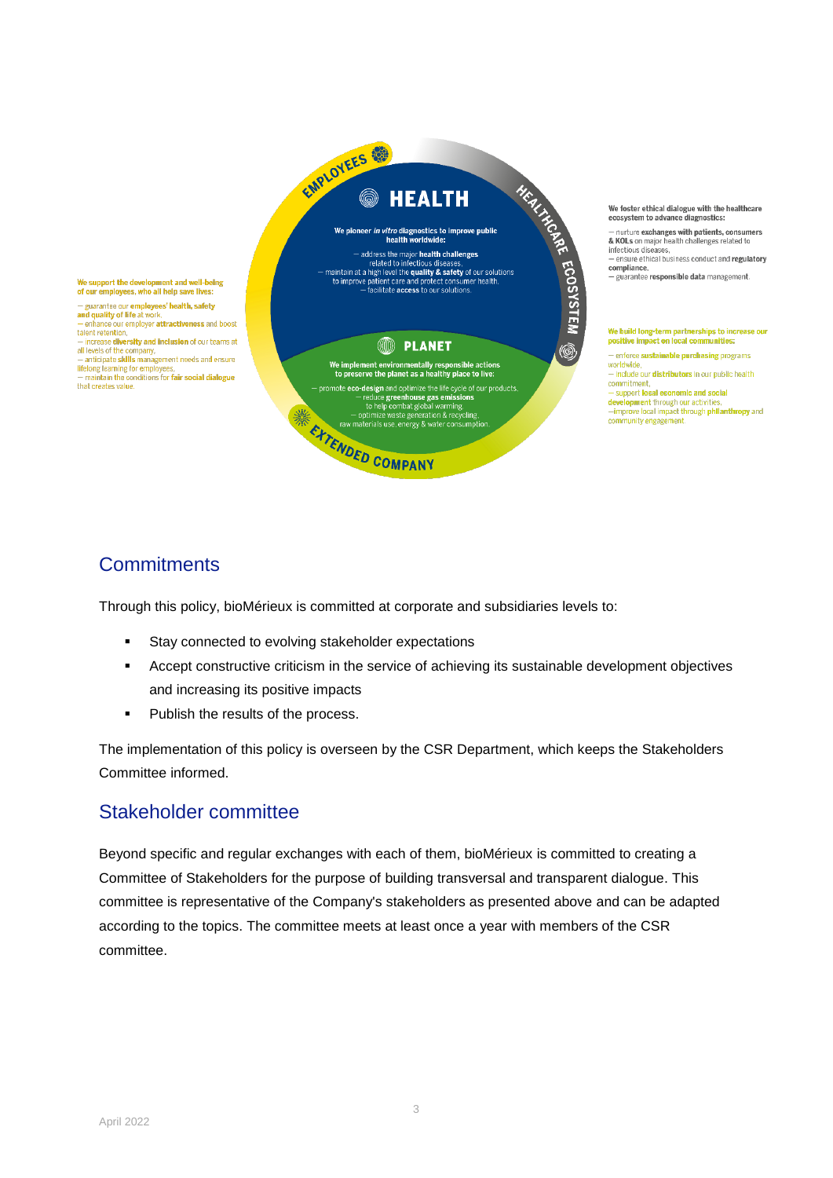EMPLOYEES

HEALTH

We pioneer *in vitro* diagnostics to improve public health worldwide:

– address the major **health challenges** related to infectious diseases,
– maintain at a high level the **quality & safety** of our solutions to improve patient care and protect consumer health,
– facilitate **access** to our solutions.

PLANET

We implement environmentally responsible actions to preserve the planet as a healthy place to live:

– promote **eco-design** and optimize the life cycle of our products,
– reduce **greenhouse gas emissions** to help combat global warming,
– optimize waste generation & recycling, raw materials use, energy & water consumption.

HEALTHCARE ECOSYSTEM

EXTENDED COMPANY

**We support the development and well-being of our employees, who all help save lives:**

– guarantee our **employees' health, safety and quality of life** at work,
– enhance our employer **attractiveness** and boost talent retention,
– increase **diversity and inclusion** of our teams at all levels of the company,
– anticipate **skills** management needs and ensure lifelong learning for employees,
– maintain the conditions for **fair social dialogue** that creates value.

**We foster ethical dialogue with the healthcare ecosystem to advance diagnostics:**

– nurture **exchanges with patients, consumers & KOLs** on major health challenges related to infectious diseases,
– ensure ethical business conduct and **regulatory compliance**,
– guarantee **responsible data** management.

**We build long-term partnerships to increase our positive impact on local communities:**

– enforce **sustainable purchasing** programs worldwide,
– include our **distributors** in our public health commitment,
– support **local economic and social development** through our activities,
–improve local impact through **philanthropy** and community engagement.

## Commitments

Through this policy, bioMérieux is committed at corporate and subsidiaries levels to:

- Stay connected to evolving stakeholder expectations
- Accept constructive criticism in the service of achieving its sustainable development objectives and increasing its positive impacts
- Publish the results of the process.

The implementation of this policy is overseen by the CSR Department, which keeps the Stakeholders Committee informed.

## Stakeholder committee

Beyond specific and regular exchanges with each of them, bioMérieux is committed to creating a Committee of Stakeholders for the purpose of building transversal and transparent dialogue. This committee is representative of the Company's stakeholders as presented above and can be adapted according to the topics. The committee meets at least once a year with members of the CSR committee.